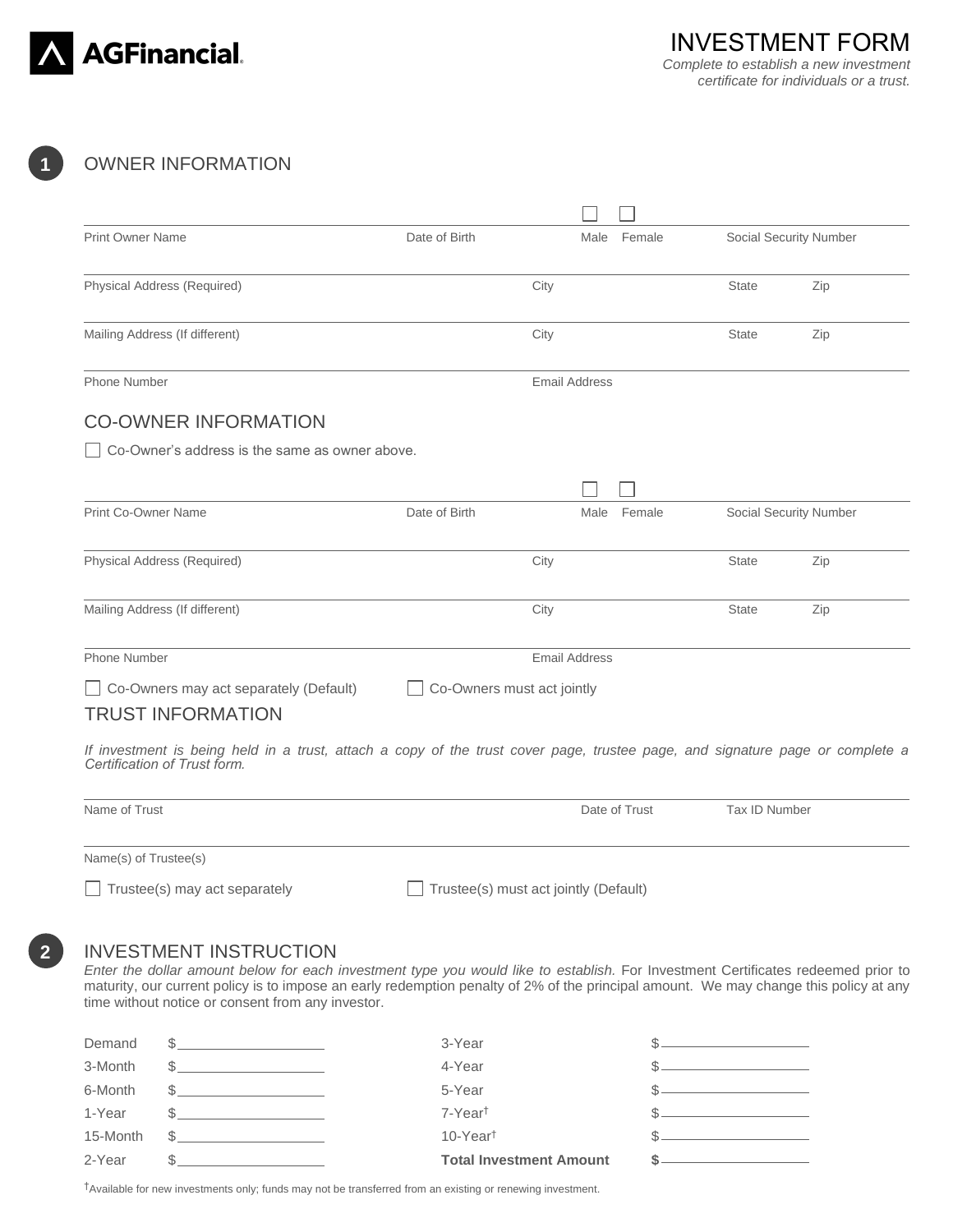AGFinancial

# INVESTMENT FORM

*Complete to establish a new investment certificate for individuals or a trust.*

## 1 OWNER INFORMATION

Print Owner Name | Date of Birth | ☐ Male ☐ Female | Social Security Number

Physical Address (Required) | City | State | Zip

Mailing Address (If different) | City | State | Zip

Phone Number | Email Address

## CO-OWNER INFORMATION

☐ Co-Owner's address is the same as owner above.

Print Co-Owner Name | Date of Birth | ☐ Male ☐ Female | Social Security Number

Physical Address (Required) | City | State | Zip

Mailing Address (If different) | City | State | Zip

Phone Number | Email Address

☐ Co-Owners may act separately (Default) ☐ Co-Owners must act jointly

## TRUST INFORMATION

*If investment is being held in a trust, attach a copy of the trust cover page, trustee page, and signature page or complete a Certification of Trust form.*

Name of Trust | Date of Trust | Tax ID Number

Name(s) of Trustee(s)

☐ Trustee(s) may act separately ☐ Trustee(s) must act jointly (Default)

## 2 INVESTMENT INSTRUCTION

*Enter the dollar amount below for each investment type you would like to establish.* For Investment Certificates redeemed prior to maturity, our current policy is to impose an early redemption penalty of 2% of the principal amount. We may change this policy at any time without notice or consent from any investor.

| | | | |
|---|---|---|---|
| Demand | $________ | 3-Year | $________ |
| 3-Month | $________ | 4-Year | $________ |
| 6-Month | $________ | 5-Year | $________ |
| 1-Year | $________ | 7-Year† | $________ |
| 15-Month | $________ | 10-Year† | $________ |
| 2-Year | $________ | **Total Investment Amount** | **$**________ |

†Available for new investments only; funds may not be transferred from an existing or renewing investment.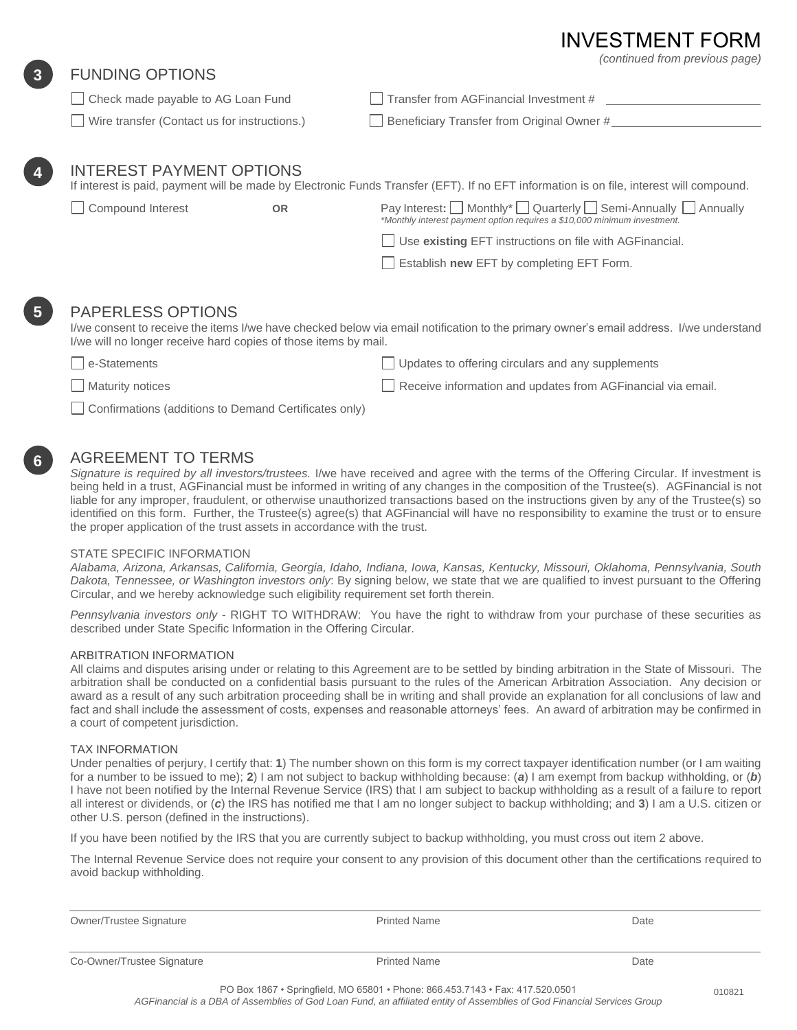# INVESTMENT FORM

*(continued from previous page)*

## 3 FUNDING OPTIONS

- ☐ Check made payable to AG Loan Fund
- ☐ Wire transfer (Contact us for instructions.)
- ☐ Transfer from AGFinancial Investment # ______________________
- ☐ Beneficiary Transfer from Original Owner # ______________________

## 4 INTEREST PAYMENT OPTIONS

If interest is paid, payment will be made by Electronic Funds Transfer (EFT). If no EFT information is on file, interest will compound.

☐ Compound Interest **OR** Pay Interest**:** ☐ Monthly* ☐ Quarterly ☐ Semi-Annually ☐ Annually

*\*Monthly interest payment option requires a $10,000 minimum investment.*

- ☐ Use **existing** EFT instructions on file with AGFinancial.
- ☐ Establish **new** EFT by completing EFT Form.

## 5 PAPERLESS OPTIONS

I/we consent to receive the items I/we have checked below via email notification to the primary owner's email address. I/we understand I/we will no longer receive hard copies of those items by mail.

- ☐ e-Statements
- ☐ Maturity notices
- ☐ Confirmations (additions to Demand Certificates only)
- ☐ Updates to offering circulars and any supplements
- ☐ Receive information and updates from AGFinancial via email.

## 6 AGREEMENT TO TERMS

*Signature is required by all investors/trustees.* I/we have received and agree with the terms of the Offering Circular. If investment is being held in a trust, AGFinancial must be informed in writing of any changes in the composition of the Trustee(s). AGFinancial is not liable for any improper, fraudulent, or otherwise unauthorized transactions based on the instructions given by any of the Trustee(s) so identified on this form. Further, the Trustee(s) agree(s) that AGFinancial will have no responsibility to examine the trust or to ensure the proper application of the trust assets in accordance with the trust.

### STATE SPECIFIC INFORMATION

*Alabama, Arizona, Arkansas, California, Georgia, Idaho, Indiana, Iowa, Kansas, Kentucky, Missouri, Oklahoma, Pennsylvania, South Dakota, Tennessee, or Washington investors only*: By signing below, we state that we are qualified to invest pursuant to the Offering Circular, and we hereby acknowledge such eligibility requirement set forth therein.

*Pennsylvania investors only* - RIGHT TO WITHDRAW: You have the right to withdraw from your purchase of these securities as described under State Specific Information in the Offering Circular.

### ARBITRATION INFORMATION

All claims and disputes arising under or relating to this Agreement are to be settled by binding arbitration in the State of Missouri. The arbitration shall be conducted on a confidential basis pursuant to the rules of the American Arbitration Association. Any decision or award as a result of any such arbitration proceeding shall be in writing and shall provide an explanation for all conclusions of law and fact and shall include the assessment of costs, expenses and reasonable attorneys' fees. An award of arbitration may be confirmed in a court of competent jurisdiction.

### TAX INFORMATION

Under penalties of perjury, I certify that: **1**) The number shown on this form is my correct taxpayer identification number (or I am waiting for a number to be issued to me); **2**) I am not subject to backup withholding because: (***a***) I am exempt from backup withholding, or (***b***) I have not been notified by the Internal Revenue Service (IRS) that I am subject to backup withholding as a result of a failure to report all interest or dividends, or (***c***) the IRS has notified me that I am no longer subject to backup withholding; and **3**) I am a U.S. citizen or other U.S. person (defined in the instructions).

If you have been notified by the IRS that you are currently subject to backup withholding, you must cross out item 2 above.

The Internal Revenue Service does not require your consent to any provision of this document other than the certifications required to avoid backup withholding.

| Owner/Trustee Signature | Printed Name | Date |
|---|---|---|
| Co-Owner/Trustee Signature | Printed Name | Date |

PO Box 1867 • Springfield, MO 65801 • Phone: 866.453.7143 • Fax: 417.520.0501

*AGFinancial is a DBA of Assemblies of God Loan Fund, an affiliated entity of Assemblies of God Financial Services Group*

010821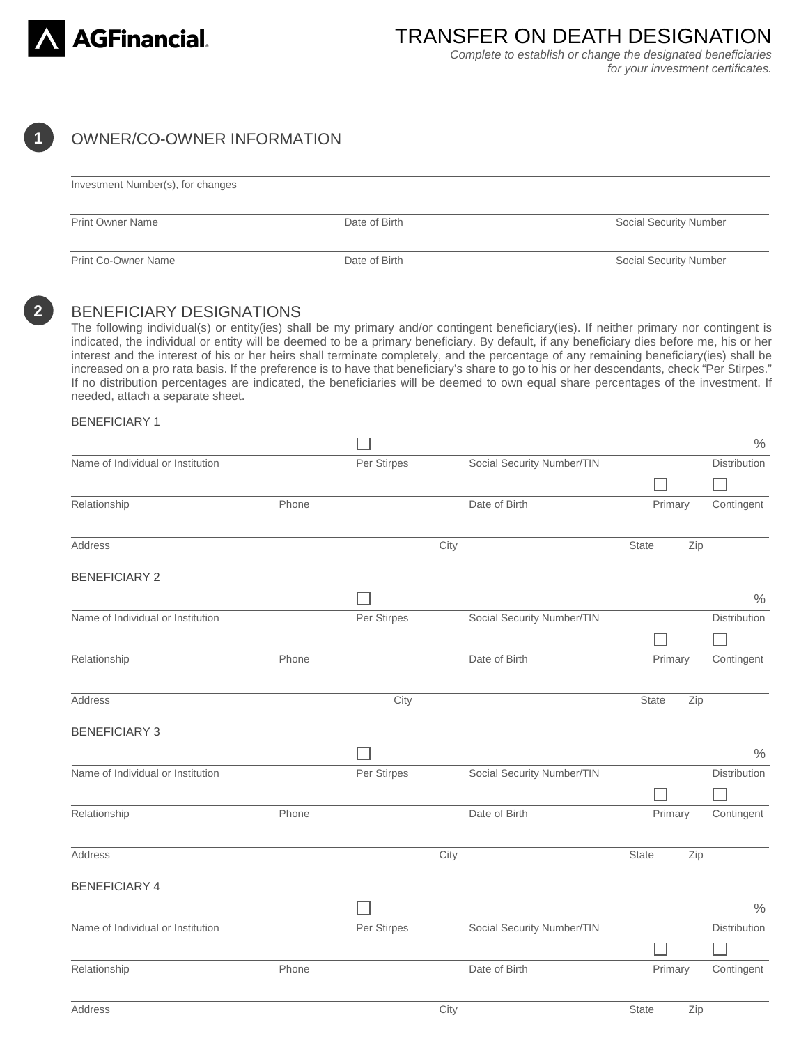AGFinancial

# TRANSFER ON DEATH DESIGNATION

*Complete to establish or change the designated beneficiaries for your investment certificates.*

## 1 OWNER/CO-OWNER INFORMATION

Investment Number(s), for changes

Print Owner Name | Date of Birth | Social Security Number

Print Co-Owner Name | Date of Birth | Social Security Number

## 2 BENEFICIARY DESIGNATIONS

The following individual(s) or entity(ies) shall be my primary and/or contingent beneficiary(ies). If neither primary nor contingent is indicated, the individual or entity will be deemed to be a primary beneficiary. By default, if any beneficiary dies before me, his or her interest and the interest of his or her heirs shall terminate completely, and the percentage of any remaining beneficiary(ies) shall be increased on a pro rata basis. If the preference is to have that beneficiary's share to go to his or her descendants, check "Per Stirpes." If no distribution percentages are indicated, the beneficiaries will be deemed to own equal share percentages of the investment. If needed, attach a separate sheet.

### BENEFICIARY 1

Name of Individual or Institution | ☐ Per Stirpes | Social Security Number/TIN | % Distribution

Relationship | Phone | Date of Birth | ☐ Primary | ☐ Contingent

Address | City | State | Zip

### BENEFICIARY 2

Name of Individual or Institution | ☐ Per Stirpes | Social Security Number/TIN | % Distribution

Relationship | Phone | Date of Birth | ☐ Primary | ☐ Contingent

Address | City | State | Zip

### BENEFICIARY 3

Name of Individual or Institution | ☐ Per Stirpes | Social Security Number/TIN | % Distribution

Relationship | Phone | Date of Birth | ☐ Primary | ☐ Contingent

Address | City | State | Zip

### BENEFICIARY 4

Name of Individual or Institution | ☐ Per Stirpes | Social Security Number/TIN | % Distribution

Relationship | Phone | Date of Birth | ☐ Primary | ☐ Contingent

Address | City | State | Zip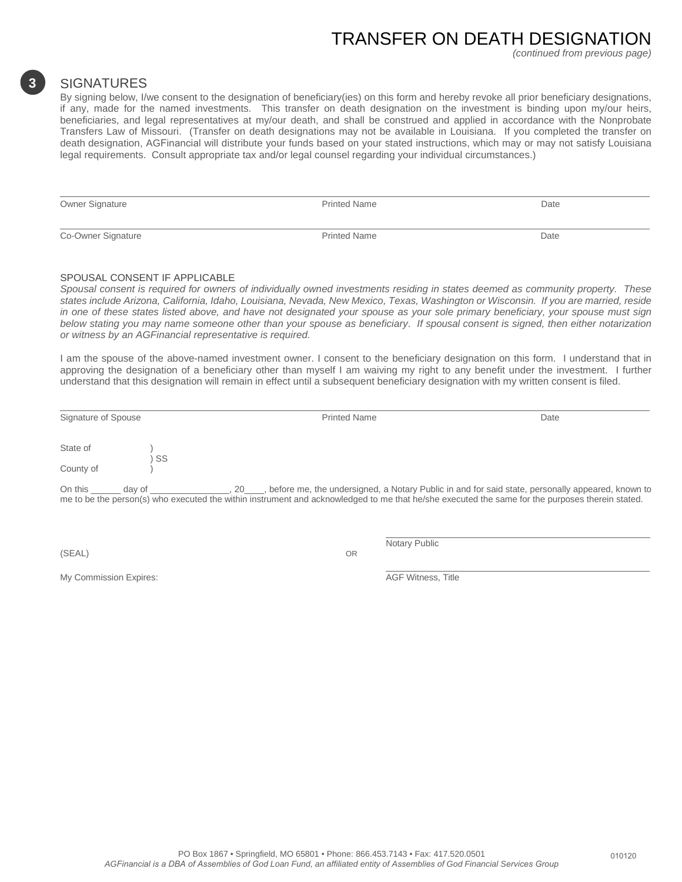# TRANSFER ON DEATH DESIGNATION

*(continued from previous page)*

## 3 SIGNATURES

By signing below, I/we consent to the designation of beneficiary(ies) on this form and hereby revoke all prior beneficiary designations, if any, made for the named investments. This transfer on death designation on the investment is binding upon my/our heirs, beneficiaries, and legal representatives at my/our death, and shall be construed and applied in accordance with the Nonprobate Transfers Law of Missouri. (Transfer on death designations may not be available in Louisiana. If you completed the transfer on death designation, AGFinancial will distribute your funds based on your stated instructions, which may or may not satisfy Louisiana legal requirements. Consult appropriate tax and/or legal counsel regarding your individual circumstances.)

| | | |
|---|---|---|
| Owner Signature | Printed Name | Date |
| Co-Owner Signature | Printed Name | Date |

SPOUSAL CONSENT IF APPLICABLE

*Spousal consent is required for owners of individually owned investments residing in states deemed as community property. These states include Arizona, California, Idaho, Louisiana, Nevada, New Mexico, Texas, Washington or Wisconsin. If you are married, reside in one of these states listed above, and have not designated your spouse as your sole primary beneficiary, your spouse must sign below stating you may name someone other than your spouse as beneficiary. If spousal consent is signed, then either notarization or witness by an AGFinancial representative is required.*

I am the spouse of the above-named investment owner. I consent to the beneficiary designation on this form. I understand that in approving the designation of a beneficiary other than myself I am waiving my right to any benefit under the investment. I further understand that this designation will remain in effect until a subsequent beneficiary designation with my written consent is filed.

| | | |
|---|---|---|
| Signature of Spouse | Printed Name | Date |

State of )
) SS
County of )

On this ______ day of _______________, 20____, before me, the undersigned, a Notary Public in and for said state, personally appeared, known to me to be the person(s) who executed the within instrument and acknowledged to me that he/she executed the same for the purposes therein stated.

(SEAL)

Notary Public

OR

AGF Witness, Title

My Commission Expires:

PO Box 1867 • Springfield, MO 65801 • Phone: 866.453.7143 • Fax: 417.520.0501

*AGFinancial is a DBA of Assemblies of God Loan Fund, an affiliated entity of Assemblies of God Financial Services Group*

010120